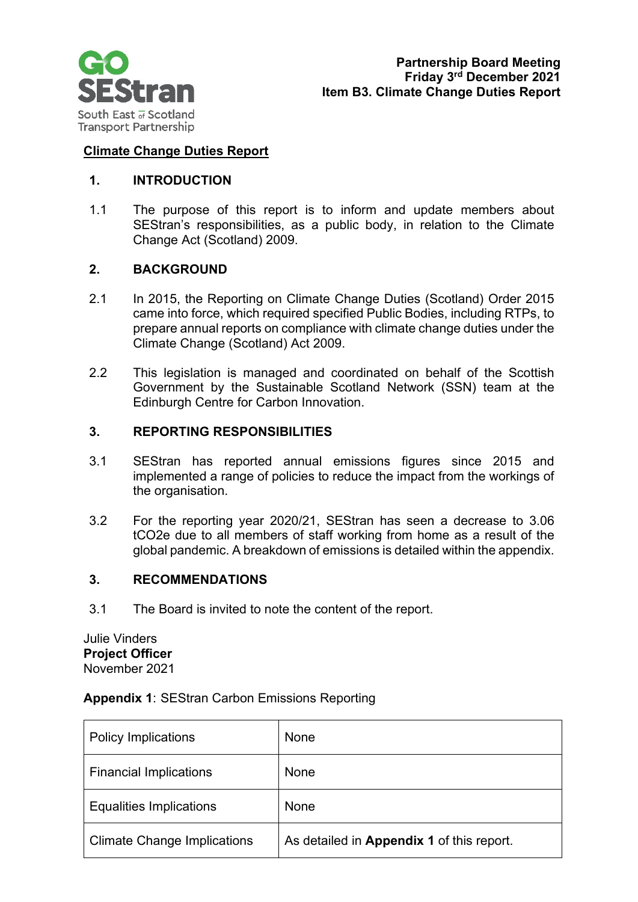**Partnership Board Meeting**
**Friday 3rd December 2021**
**Item B3. Climate Change Duties Report**

## Climate Change Duties Report

### 1. INTRODUCTION

1.1 The purpose of this report is to inform and update members about SEStran's responsibilities, as a public body, in relation to the Climate Change Act (Scotland) 2009.

### 2. BACKGROUND

2.1 In 2015, the Reporting on Climate Change Duties (Scotland) Order 2015 came into force, which required specified Public Bodies, including RTPs, to prepare annual reports on compliance with climate change duties under the Climate Change (Scotland) Act 2009.

2.2 This legislation is managed and coordinated on behalf of the Scottish Government by the Sustainable Scotland Network (SSN) team at the Edinburgh Centre for Carbon Innovation.

### 3. REPORTING RESPONSIBILITIES

3.1 SEStran has reported annual emissions figures since 2015 and implemented a range of policies to reduce the impact from the workings of the organisation.

3.2 For the reporting year 2020/21, SEStran has seen a decrease to 3.06 $tCO_2e$ due to all members of staff working from home as a result of the global pandemic. A breakdown of emissions is detailed within the appendix.

### 3. RECOMMENDATIONS

3.1 The Board is invited to note the content of the report.

Julie Vinders
**Project Officer**
November 2021

**Appendix 1**: SEStran Carbon Emissions Reporting

| | |
|---|---|
| Policy Implications | None |
| Financial Implications | None |
| Equalities Implications | None |
| Climate Change Implications | As detailed in **Appendix 1** of this report. |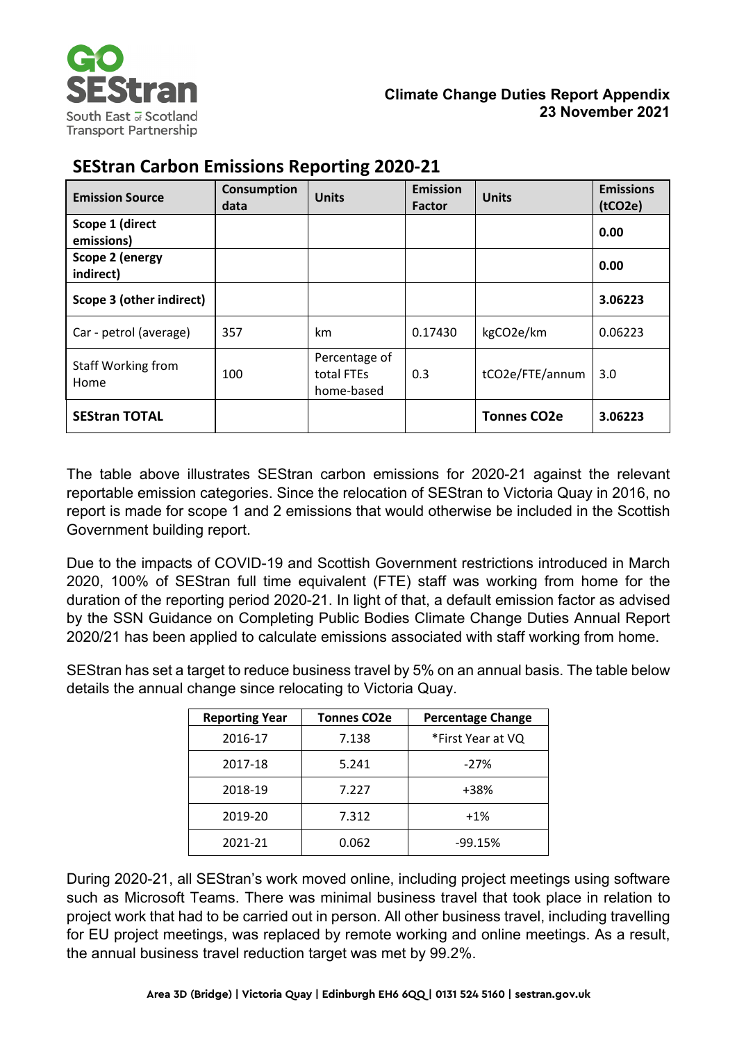**Climate Change Duties Report Appendix**
**23 November 2021**

## SEStran Carbon Emissions Reporting 2020-21

| Emission Source | Consumption data | Units | Emission Factor | Units | Emissions ($tCO_2e$) |
|---|---|---|---|---|---|
| **Scope 1 (direct emissions)** | | | | | **0.00** |
| **Scope 2 (energy indirect)** | | | | | **0.00** |
| **Scope 3 (other indirect)** | | | | | **3.06223** |
| Car - petrol (average) | 357 | km | 0.17430 | $kgCO_2e$/km | 0.06223 |
| Staff Working from Home | 100 | Percentage of total FTEs home-based | 0.3 | $tCO_2e$/FTE/annum | 3.0 |
| **SEStran TOTAL** | | | | **Tonnes $CO_2e$** | **3.06223** |

The table above illustrates SEStran carbon emissions for 2020-21 against the relevant reportable emission categories. Since the relocation of SEStran to Victoria Quay in 2016, no report is made for scope 1 and 2 emissions that would otherwise be included in the Scottish Government building report.

Due to the impacts of COVID-19 and Scottish Government restrictions introduced in March 2020, 100% of SEStran full time equivalent (FTE) staff was working from home for the duration of the reporting period 2020-21. In light of that, a default emission factor as advised by the SSN Guidance on Completing Public Bodies Climate Change Duties Annual Report 2020/21 has been applied to calculate emissions associated with staff working from home.

SEStran has set a target to reduce business travel by 5% on an annual basis. The table below details the annual change since relocating to Victoria Quay.

| Reporting Year | Tonnes $CO_2e$ | Percentage Change |
|---|---|---|
| 2016-17 | 7.138 | *First Year at VQ |
| 2017-18 | 5.241 | -27% |
| 2018-19 | 7.227 | +38% |
| 2019-20 | 7.312 | +1% |
| 2021-21 | 0.062 | -99.15% |

During 2020-21, all SEStran's work moved online, including project meetings using software such as Microsoft Teams. There was minimal business travel that took place in relation to project work that had to be carried out in person. All other business travel, including travelling for EU project meetings, was replaced by remote working and online meetings. As a result, the annual business travel reduction target was met by 99.2%.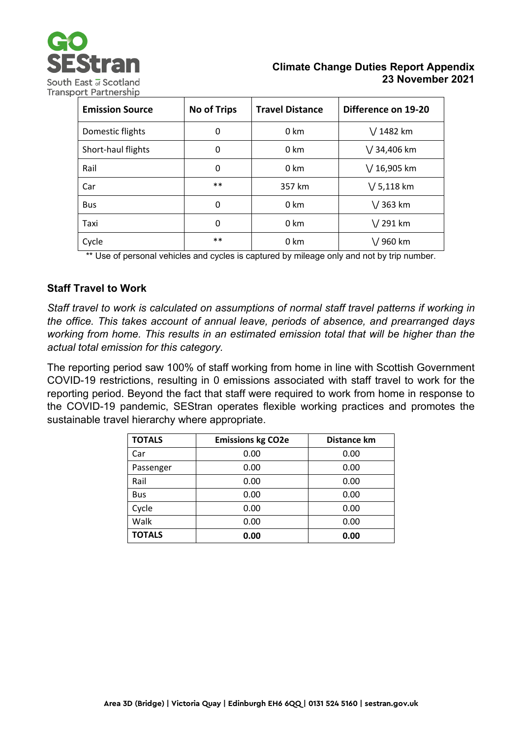| Emission Source | No of Trips | Travel Distance | Difference on 19-20 |
|---|---|---|---|
| Domestic flights | 0 | 0 km | \/ 1482 km |
| Short-haul flights | 0 | 0 km | \/ 34,406 km |
| Rail | 0 | 0 km | \/ 16,905 km |
| Car | ** | 357 km | \/ 5,118 km |
| Bus | 0 | 0 km | \/ 363 km |
| Taxi | 0 | 0 km | \/ 291 km |
| Cycle | ** | 0 km | \/ 960 km |

** Use of personal vehicles and cycles is captured by mileage only and not by trip number.

### Staff Travel to Work

*Staff travel to work is calculated on assumptions of normal staff travel patterns if working in the office. This takes account of annual leave, periods of absence, and prearranged days working from home. This results in an estimated emission total that will be higher than the actual total emission for this category.*

The reporting period saw 100% of staff working from home in line with Scottish Government COVID-19 restrictions, resulting in 0 emissions associated with staff travel to work for the reporting period. Beyond the fact that staff were required to work from home in response to the COVID-19 pandemic, SEStran operates flexible working practices and promotes the sustainable travel hierarchy where appropriate.

| TOTALS | Emissions kg CO2e | Distance km |
|---|---|---|
| Car | 0.00 | 0.00 |
| Passenger | 0.00 | 0.00 |
| Rail | 0.00 | 0.00 |
| Bus | 0.00 | 0.00 |
| Cycle | 0.00 | 0.00 |
| Walk | 0.00 | 0.00 |
| **TOTALS** | **0.00** | **0.00** |